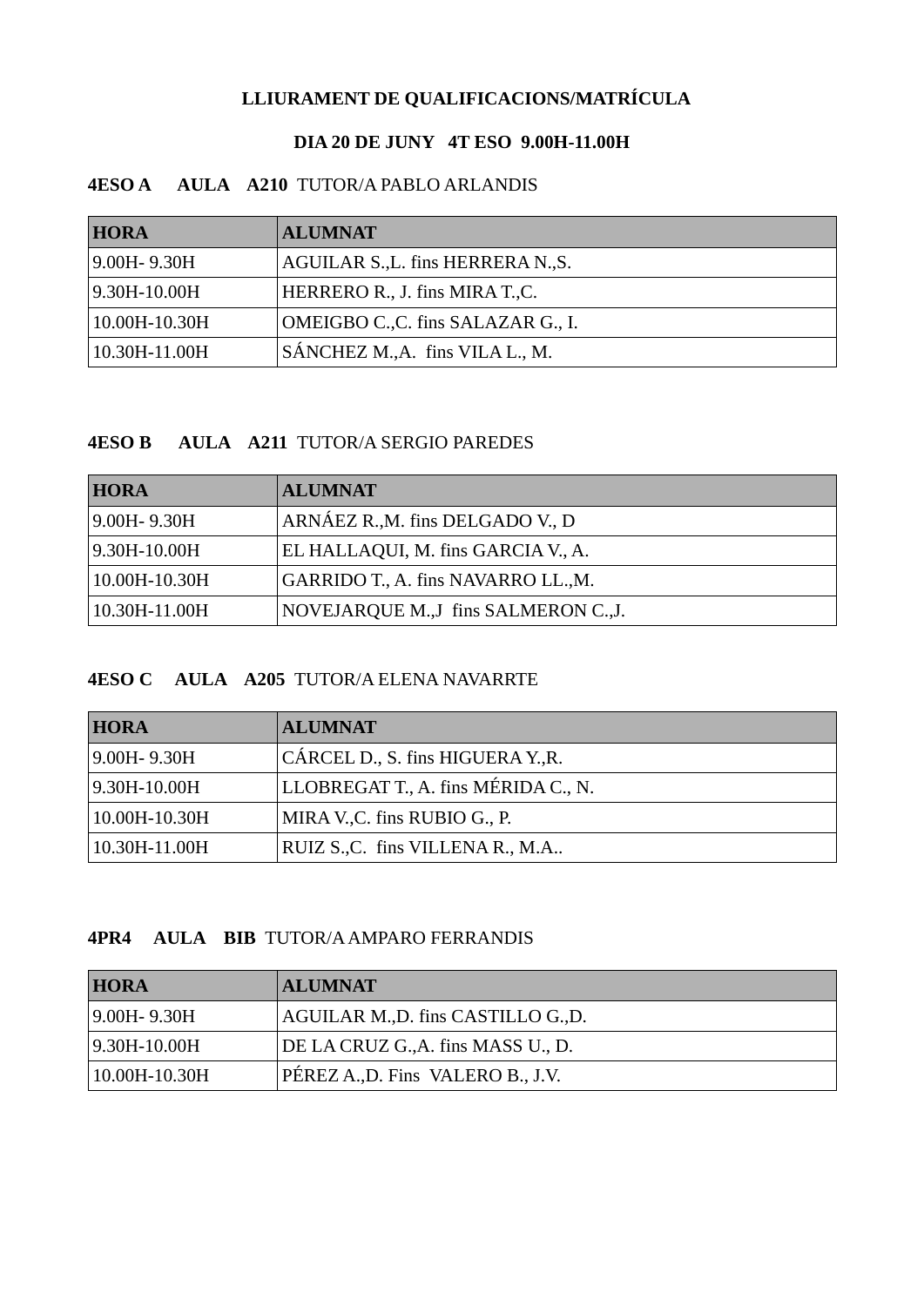**LLIURAMENT DE QUALIFICACIONS/MATRÍCULA**

**DIA 20 DE JUNY 4T ESO 9.00H-11.00H**

**4ESO A AULA A210** TUTOR/A PABLO ARLANDIS

| **HORA** | **ALUMNAT** |
|---|---|
| 9.00H- 9.30H | AGUILAR S.,L. fins HERRERA N.,S. |
| 9.30H-10.00H | HERRERO R., J. fins MIRA T.,C. |
| 10.00H-10.30H | OMEIGBO C.,C. fins SALAZAR G., I. |
| 10.30H-11.00H | SÁNCHEZ M.,A. fins VILA L., M. |

**4ESO B AULA A211** TUTOR/A SERGIO PAREDES

| **HORA** | **ALUMNAT** |
|---|---|
| 9.00H- 9.30H | ARNÁEZ R.,M. fins DELGADO V., D |
| 9.30H-10.00H | EL HALLAQUI, M. fins GARCIA V., A. |
| 10.00H-10.30H | GARRIDO T., A. fins NAVARRO LL.,M. |
| 10.30H-11.00H | NOVEJARQUE M.,J fins SALMERON C.,J. |

**4ESO C AULA A205** TUTOR/A ELENA NAVARRTE

| **HORA** | **ALUMNAT** |
|---|---|
| 9.00H- 9.30H | CÁRCEL D., S. fins HIGUERA Y.,R. |
| 9.30H-10.00H | LLOBREGAT T., A. fins MÉRIDA C., N. |
| 10.00H-10.30H | MIRA V.,C. fins RUBIO G., P. |
| 10.30H-11.00H | RUIZ S.,C. fins VILLENA R., M.A.. |

**4PR4 AULA BIB** TUTOR/A AMPARO FERRANDIS

| **HORA** | **ALUMNAT** |
|---|---|
| 9.00H- 9.30H | AGUILAR M.,D. fins CASTILLO G.,D. |
| 9.30H-10.00H | DE LA CRUZ G.,A. fins MASS U., D. |
| 10.00H-10.30H | PÉREZ A.,D. Fins VALERO B., J.V. |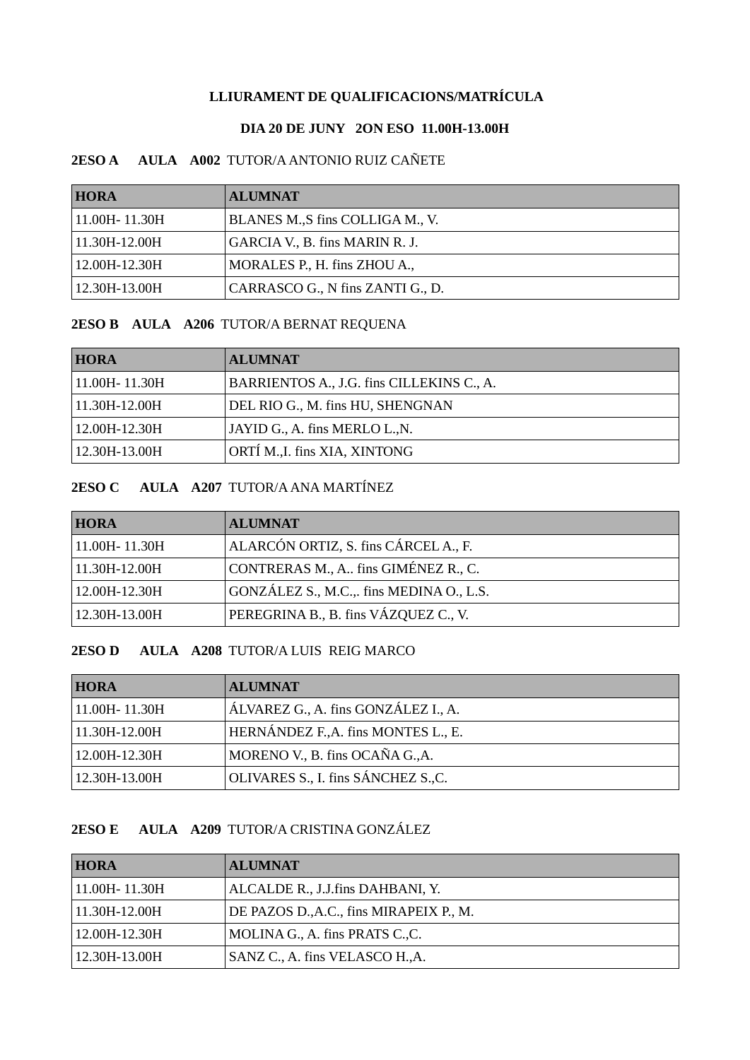**LLIURAMENT DE QUALIFICACIONS/MATRÍCULA**

**DIA 20 DE JUNY 2ON ESO 11.00H-13.00H**

**2ESO A AULA A002** TUTOR/A ANTONIO RUIZ CAÑETE

| **HORA** | **ALUMNAT** |
|---|---|
| 11.00H- 11.30H | BLANES M.,S fins COLLIGA M., V. |
| 11.30H-12.00H | GARCIA V., B. fins MARIN R. J. |
| 12.00H-12.30H | MORALES P., H. fins ZHOU A., |
| 12.30H-13.00H | CARRASCO G., N fins ZANTI G., D. |

**2ESO B AULA A206** TUTOR/A BERNAT REQUENA

| **HORA** | **ALUMNAT** |
|---|---|
| 11.00H- 11.30H | BARRIENTOS A., J.G. fins CILLEKINS C., A. |
| 11.30H-12.00H | DEL RIO G., M. fins HU, SHENGNAN |
| 12.00H-12.30H | JAYID G., A. fins MERLO L.,N. |
| 12.30H-13.00H | ORTÍ M.,I. fins XIA, XINTONG |

**2ESO C AULA A207** TUTOR/A ANA MARTÍNEZ

| **HORA** | **ALUMNAT** |
|---|---|
| 11.00H- 11.30H | ALARCÓN ORTIZ, S. fins CÁRCEL A., F. |
| 11.30H-12.00H | CONTRERAS M., A.. fins GIMÉNEZ R., C. |
| 12.00H-12.30H | GONZÁLEZ S., M.C.,. fins MEDINA O., L.S. |
| 12.30H-13.00H | PEREGRINA B., B. fins VÁZQUEZ C., V. |

**2ESO D AULA A208** TUTOR/A LUIS REIG MARCO

| **HORA** | **ALUMNAT** |
|---|---|
| 11.00H- 11.30H | ÁLVAREZ G., A. fins GONZÁLEZ I., A. |
| 11.30H-12.00H | HERNÁNDEZ F.,A. fins MONTES L., E. |
| 12.00H-12.30H | MORENO V., B. fins OCAÑA G.,A. |
| 12.30H-13.00H | OLIVARES S., I. fins SÁNCHEZ S.,C. |

**2ESO E AULA A209** TUTOR/A CRISTINA GONZÁLEZ

| **HORA** | **ALUMNAT** |
|---|---|
| 11.00H- 11.30H | ALCALDE R., J.J.fins DAHBANI, Y. |
| 11.30H-12.00H | DE PAZOS D.,A.C., fins MIRAPEIX P., M. |
| 12.00H-12.30H | MOLINA G., A. fins PRATS C.,C. |
| 12.30H-13.00H | SANZ C., A. fins VELASCO H.,A. |